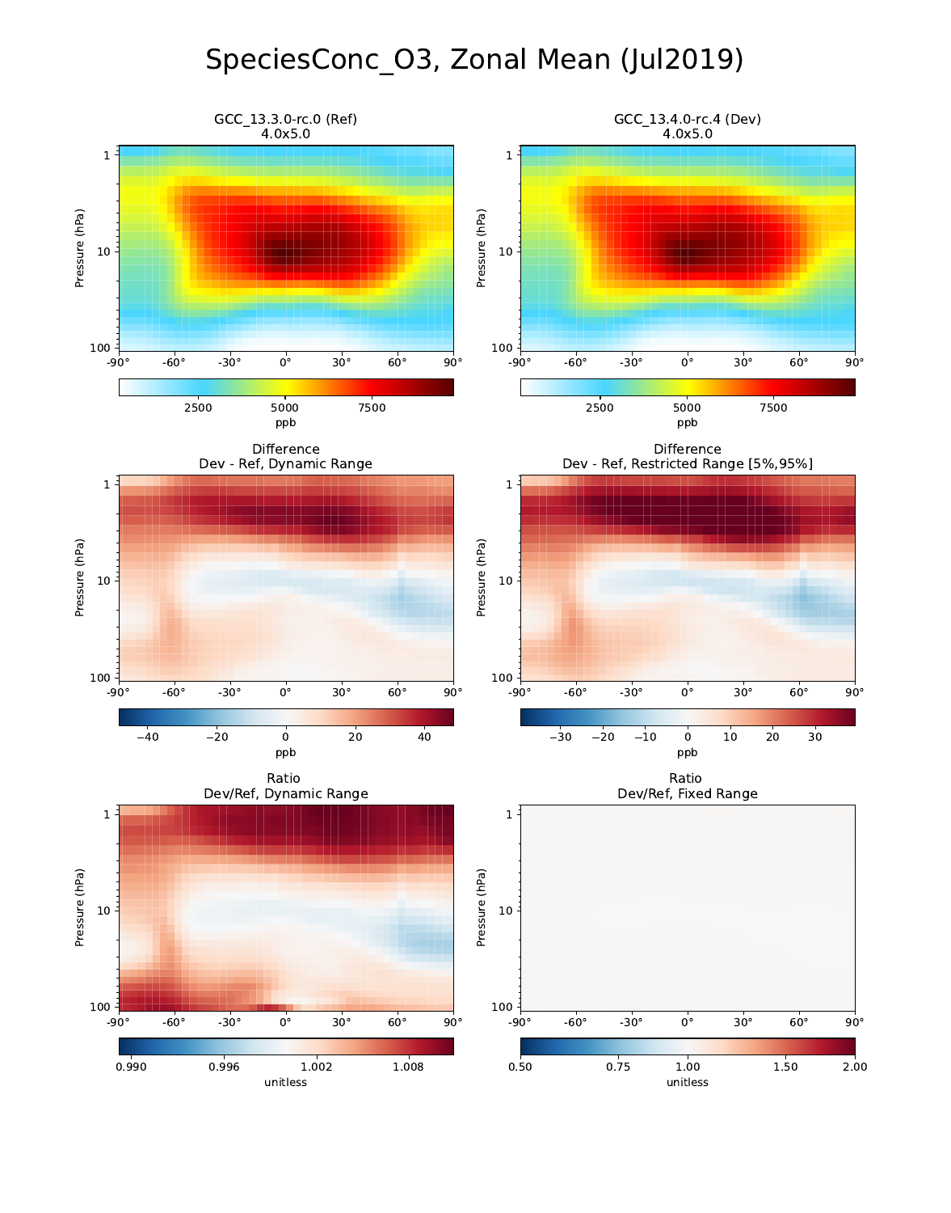# SpeciesConc_O3, Zonal Mean (Jul2019)

GCC_13.3.0-rc.0 (Ref)
4.0x5.0

GCC_13.4.0-rc.4 (Dev)
4.0x5.0

Difference
Dev - Ref, Dynamic Range

Difference
Dev - Ref, Restricted Range [5%,95%]

Ratio
Dev/Ref, Dynamic Range

Ratio
Dev/Ref, Fixed Range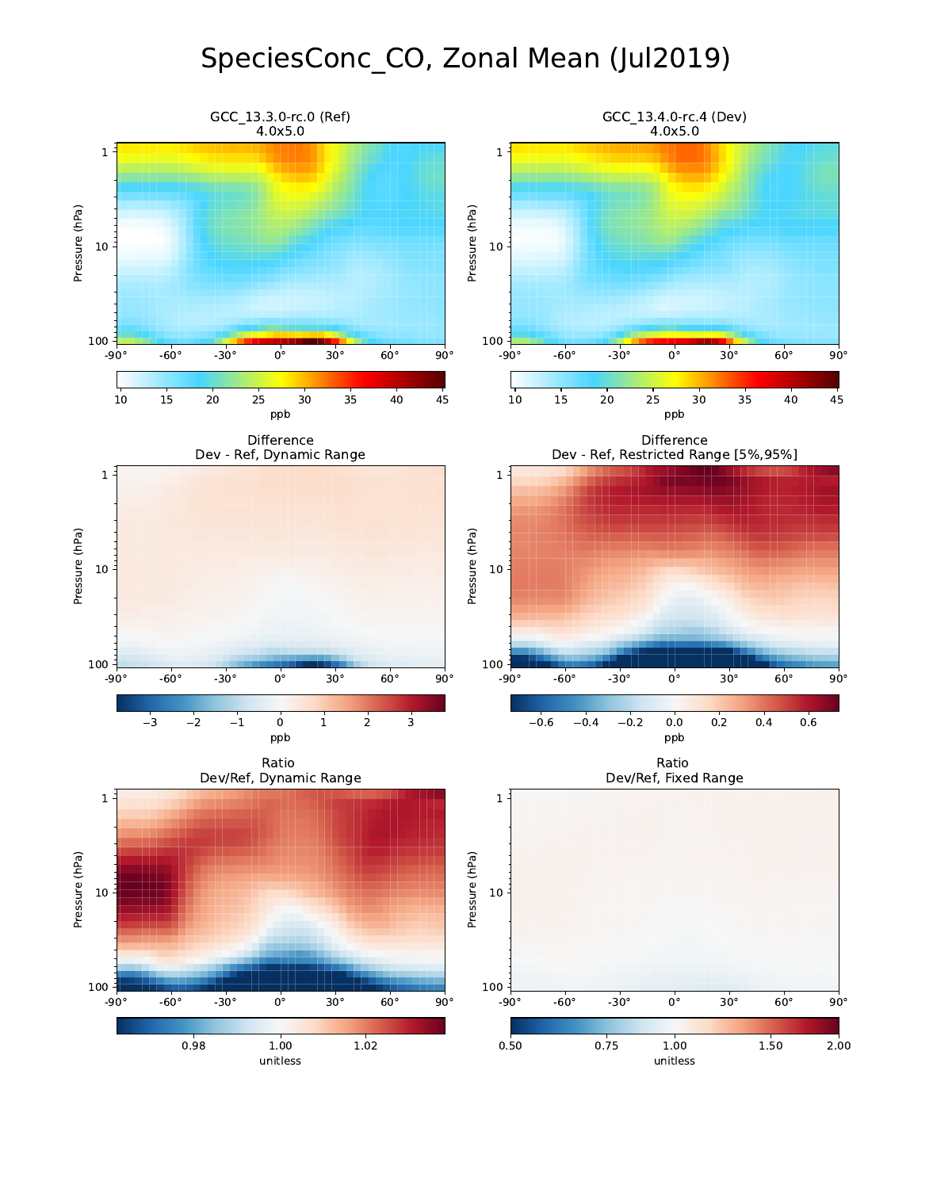# SpeciesConc_CO, Zonal Mean (Jul2019)

GCC_13.3.0-rc.0 (Ref)
4.0x5.0

GCC_13.4.0-rc.4 (Dev)
4.0x5.0

Difference
Dev - Ref, Dynamic Range

Difference
Dev - Ref, Restricted Range [5%,95%]

Ratio
Dev/Ref, Dynamic Range

Ratio
Dev/Ref, Fixed Range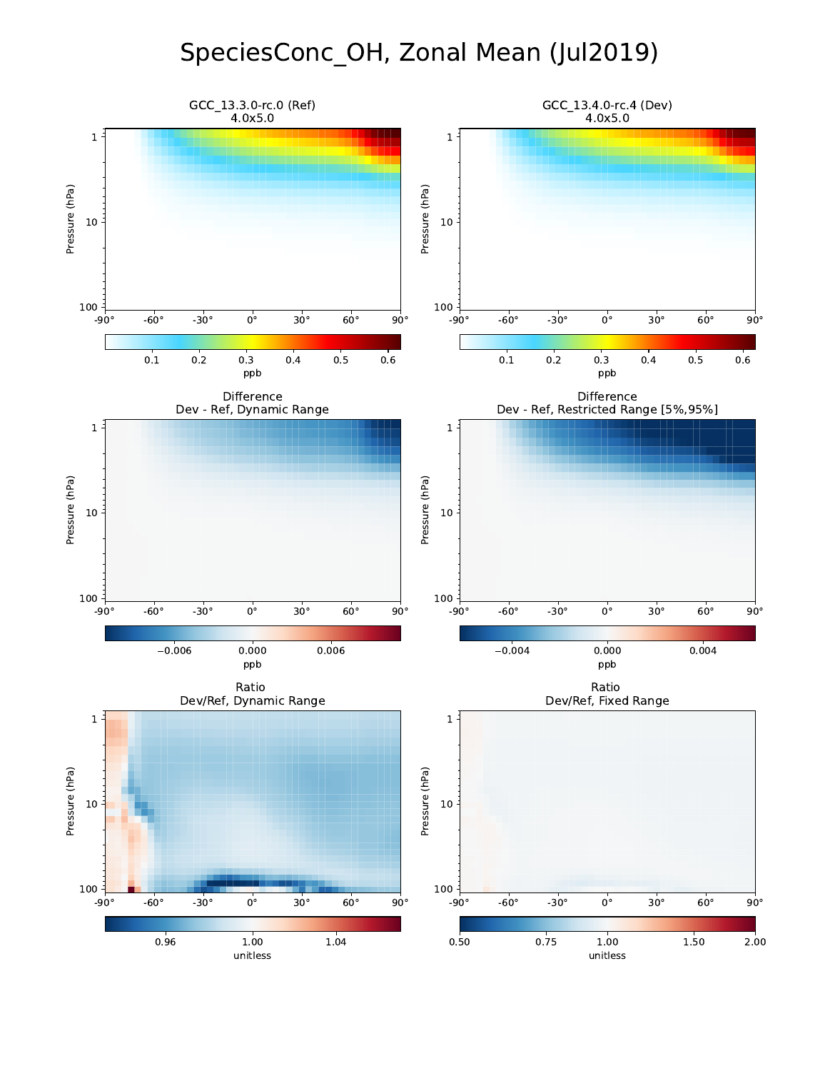# SpeciesConc_OH, Zonal Mean (Jul2019)

GCC_13.3.0-rc.0 (Ref)
4.0x5.0

GCC_13.4.0-rc.4 (Dev)
4.0x5.0

Difference
Dev - Ref, Dynamic Range

Difference
Dev - Ref, Restricted Range [5%,95%]

Ratio
Dev/Ref, Dynamic Range

Ratio
Dev/Ref, Fixed Range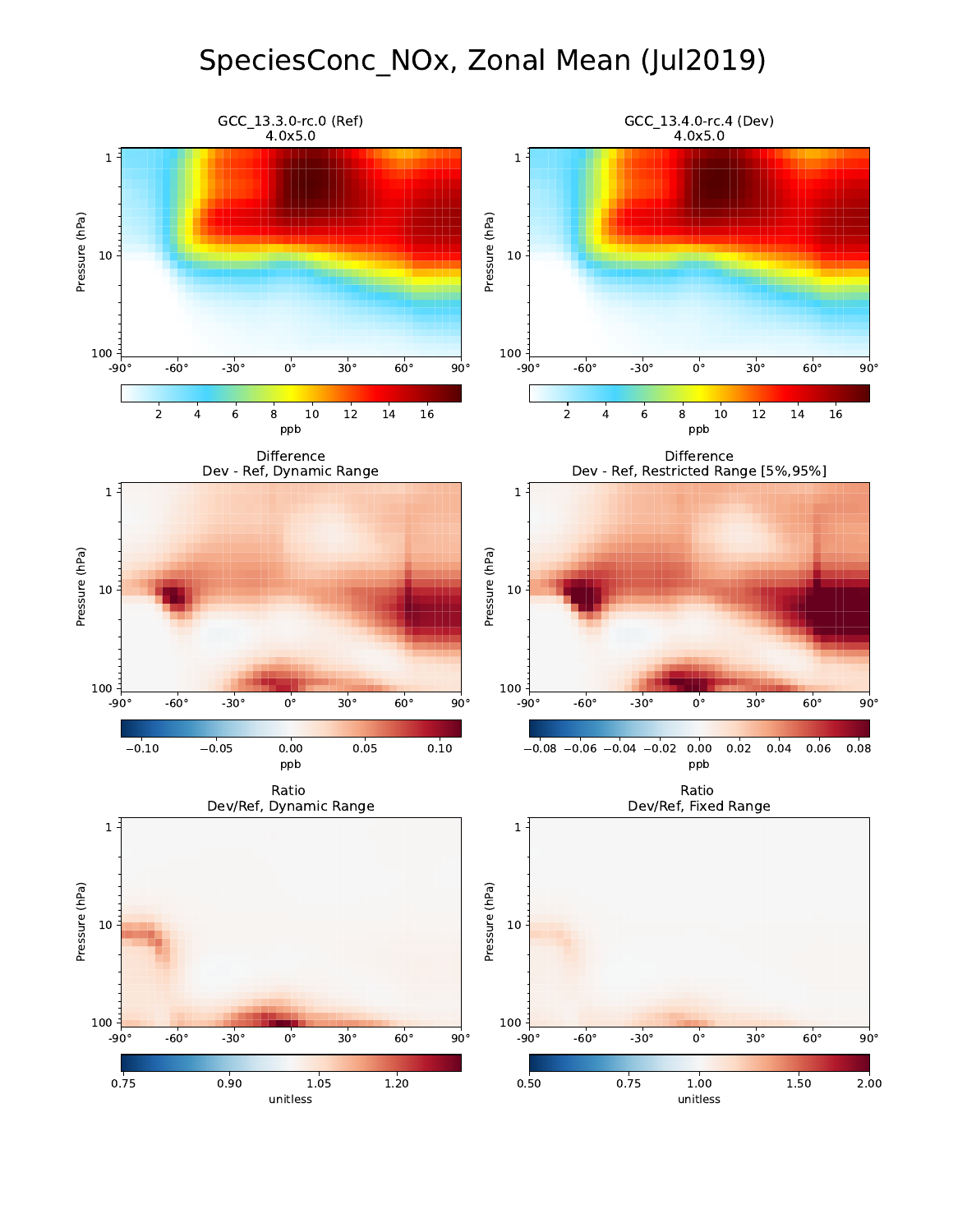# SpeciesConc_NOx, Zonal Mean (Jul2019)

GCC_13.3.0-rc.0 (Ref)
4.0x5.0

Pressure (hPa)
1
10
100
-90° -60° -30° 0° 30° 60° 90°
2 4 6 8 10 12 14 16
ppb

GCC_13.4.0-rc.4 (Dev)
4.0x5.0

Pressure (hPa)
1
10
100
-90° -60° -30° 0° 30° 60° 90°
2 4 6 8 10 12 14 16
ppb

Difference
Dev - Ref, Dynamic Range

Pressure (hPa)
1
10
100
-90° -60° -30° 0° 30° 60° 90°
−0.10 −0.05 0.00 0.05 0.10
ppb

Difference
Dev - Ref, Restricted Range [5%,95%]

Pressure (hPa)
1
10
100
-90° -60° -30° 0° 30° 60° 90°
−0.08 −0.06 −0.04 −0.02 0.00 0.02 0.04 0.06 0.08
ppb

Ratio
Dev/Ref, Dynamic Range

Pressure (hPa)
1
10
100
-90° -60° -30° 0° 30° 60° 90°
0.75 0.90 1.05 1.20
unitless

Ratio
Dev/Ref, Fixed Range

Pressure (hPa)
1
10
100
-90° -60° -30° 0° 30° 60° 90°
0.50 0.75 1.00 1.50 2.00
unitless